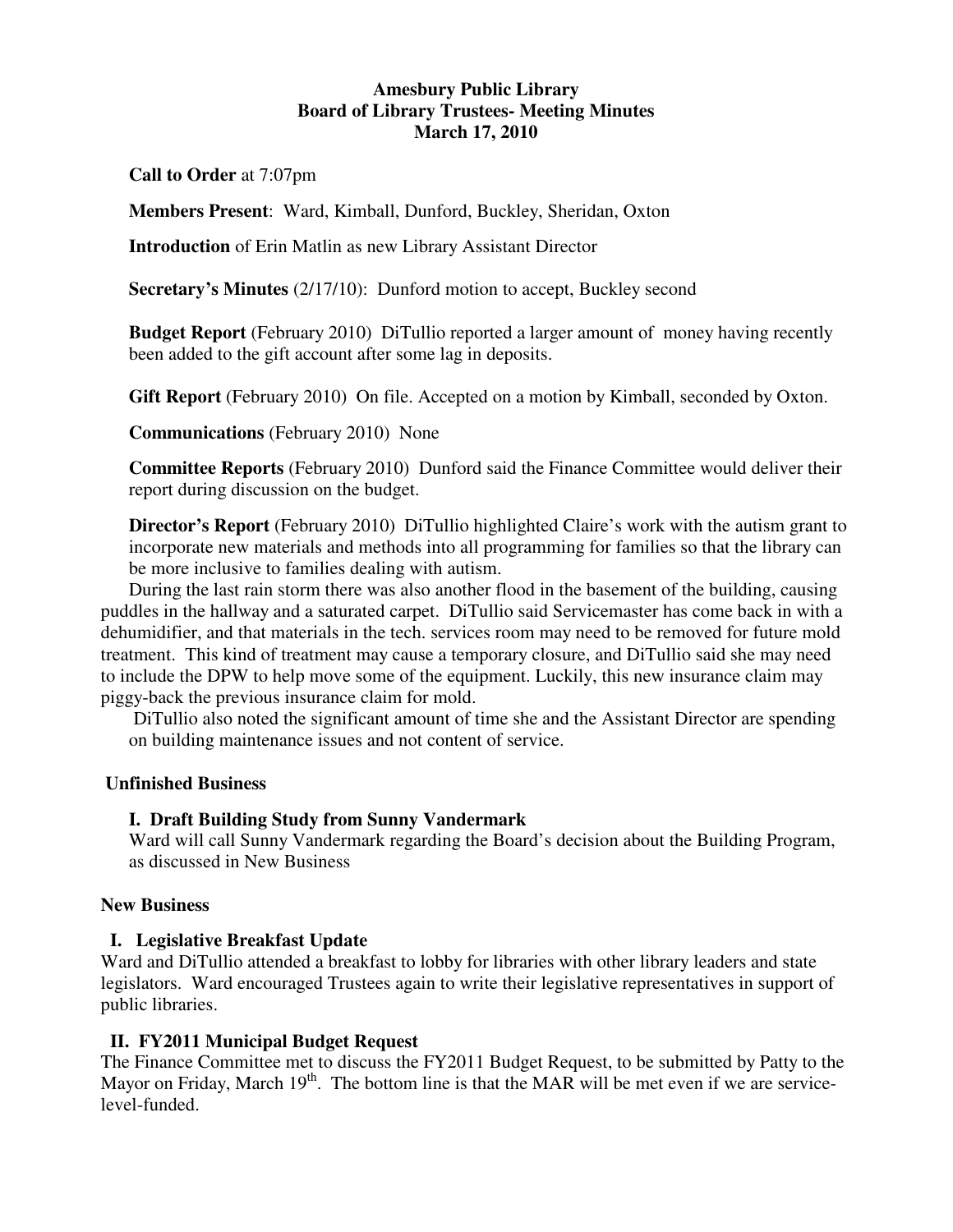# Amesbury Public Library
## Board of Library Trustees- Meeting Minutes
### March 17, 2010

**Call to Order** at 7:07pm

**Members Present**: Ward, Kimball, Dunford, Buckley, Sheridan, Oxton

**Introduction** of Erin Matlin as new Library Assistant Director

**Secretary's Minutes** (2/17/10): Dunford motion to accept, Buckley second

**Budget Report** (February 2010) DiTullio reported a larger amount of money having recently been added to the gift account after some lag in deposits.

**Gift Report** (February 2010) On file. Accepted on a motion by Kimball, seconded by Oxton.

**Communications** (February 2010) None

**Committee Reports** (February 2010) Dunford said the Finance Committee would deliver their report during discussion on the budget.

**Director's Report** (February 2010) DiTullio highlighted Claire's work with the autism grant to incorporate new materials and methods into all programming for families so that the library can be more inclusive to families dealing with autism.

During the last rain storm there was also another flood in the basement of the building, causing puddles in the hallway and a saturated carpet. DiTullio said Servicemaster has come back in with a dehumidifier, and that materials in the tech. services room may need to be removed for future mold treatment. This kind of treatment may cause a temporary closure, and DiTullio said she may need to include the DPW to help move some of the equipment. Luckily, this new insurance claim may piggy-back the previous insurance claim for mold.

DiTullio also noted the significant amount of time she and the Assistant Director are spending on building maintenance issues and not content of service.

**Unfinished Business**

**I. Draft Building Study from Sunny Vandermark**

Ward will call Sunny Vandermark regarding the Board's decision about the Building Program, as discussed in New Business

**New Business**

**I. Legislative Breakfast Update**

Ward and DiTullio attended a breakfast to lobby for libraries with other library leaders and state legislators. Ward encouraged Trustees again to write their legislative representatives in support of public libraries.

**II. FY2011 Municipal Budget Request**

The Finance Committee met to discuss the FY2011 Budget Request, to be submitted by Patty to the Mayor on Friday, March 19th. The bottom line is that the MAR will be met even if we are service-level-funded.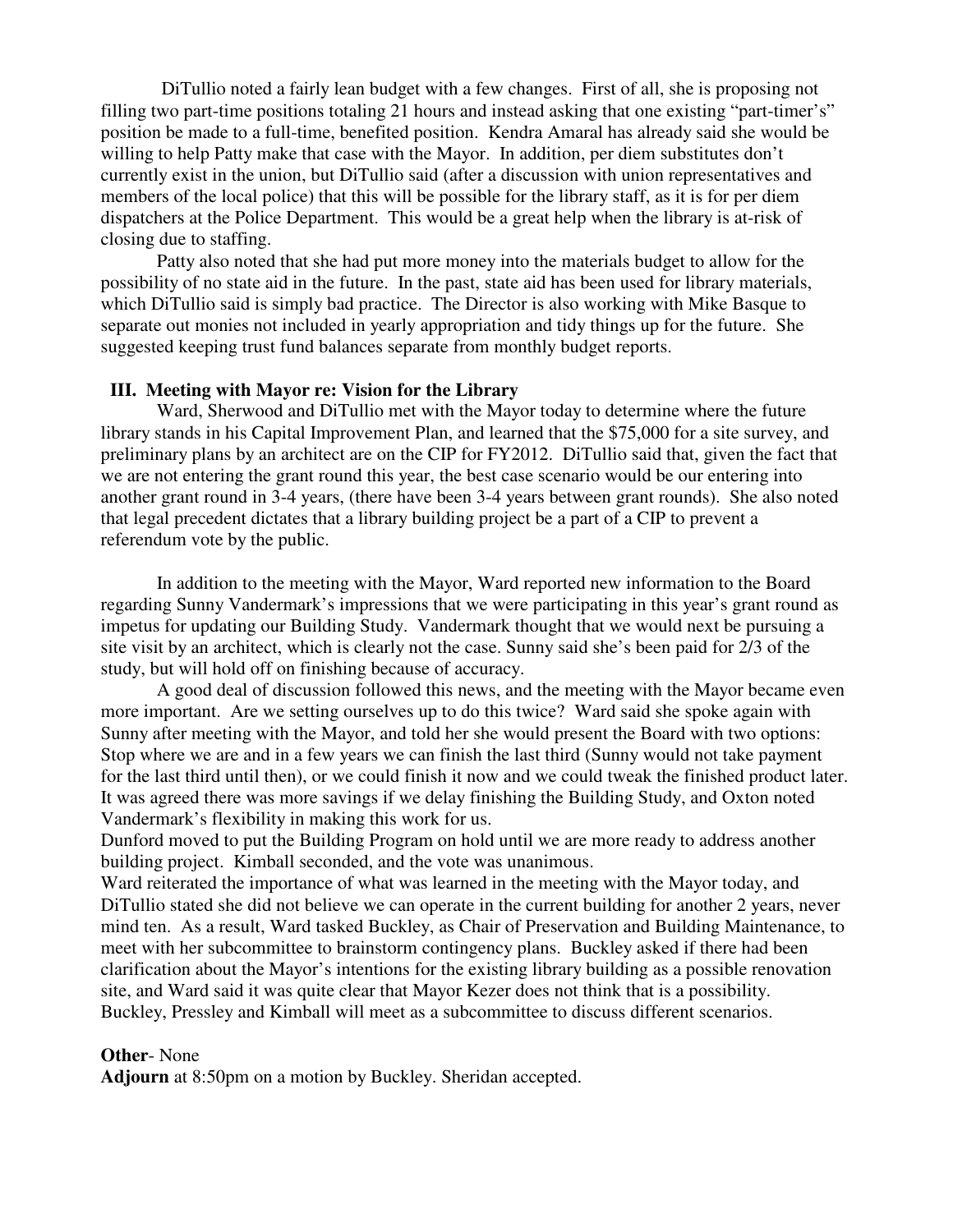DiTullio noted a fairly lean budget with a few changes. First of all, she is proposing not filling two part-time positions totaling 21 hours and instead asking that one existing "part-timer's" position be made to a full-time, benefited position. Kendra Amaral has already said she would be willing to help Patty make that case with the Mayor. In addition, per diem substitutes don't currently exist in the union, but DiTullio said (after a discussion with union representatives and members of the local police) that this will be possible for the library staff, as it is for per diem dispatchers at the Police Department. This would be a great help when the library is at-risk of closing due to staffing.

Patty also noted that she had put more money into the materials budget to allow for the possibility of no state aid in the future. In the past, state aid has been used for library materials, which DiTullio said is simply bad practice. The Director is also working with Mike Basque to separate out monies not included in yearly appropriation and tidy things up for the future. She suggested keeping trust fund balances separate from monthly budget reports.

**III. Meeting with Mayor re: Vision for the Library**

Ward, Sherwood and DiTullio met with the Mayor today to determine where the future library stands in his Capital Improvement Plan, and learned that the $75,000 for a site survey, and preliminary plans by an architect are on the CIP for FY2012. DiTullio said that, given the fact that we are not entering the grant round this year, the best case scenario would be our entering into another grant round in 3-4 years, (there have been 3-4 years between grant rounds). She also noted that legal precedent dictates that a library building project be a part of a CIP to prevent a referendum vote by the public.

In addition to the meeting with the Mayor, Ward reported new information to the Board regarding Sunny Vandermark's impressions that we were participating in this year's grant round as impetus for updating our Building Study. Vandermark thought that we would next be pursuing a site visit by an architect, which is clearly not the case. Sunny said she's been paid for 2/3 of the study, but will hold off on finishing because of accuracy.

A good deal of discussion followed this news, and the meeting with the Mayor became even more important. Are we setting ourselves up to do this twice? Ward said she spoke again with Sunny after meeting with the Mayor, and told her she would present the Board with two options: Stop where we are and in a few years we can finish the last third (Sunny would not take payment for the last third until then), or we could finish it now and we could tweak the finished product later. It was agreed there was more savings if we delay finishing the Building Study, and Oxton noted Vandermark's flexibility in making this work for us.

Dunford moved to put the Building Program on hold until we are more ready to address another building project. Kimball seconded, and the vote was unanimous.

Ward reiterated the importance of what was learned in the meeting with the Mayor today, and DiTullio stated she did not believe we can operate in the current building for another 2 years, never mind ten. As a result, Ward tasked Buckley, as Chair of Preservation and Building Maintenance, to meet with her subcommittee to brainstorm contingency plans. Buckley asked if there had been clarification about the Mayor's intentions for the existing library building as a possible renovation site, and Ward said it was quite clear that Mayor Kezer does not think that is a possibility. Buckley, Pressley and Kimball will meet as a subcommittee to discuss different scenarios.

**Other**- None

**Adjourn** at 8:50pm on a motion by Buckley. Sheridan accepted.